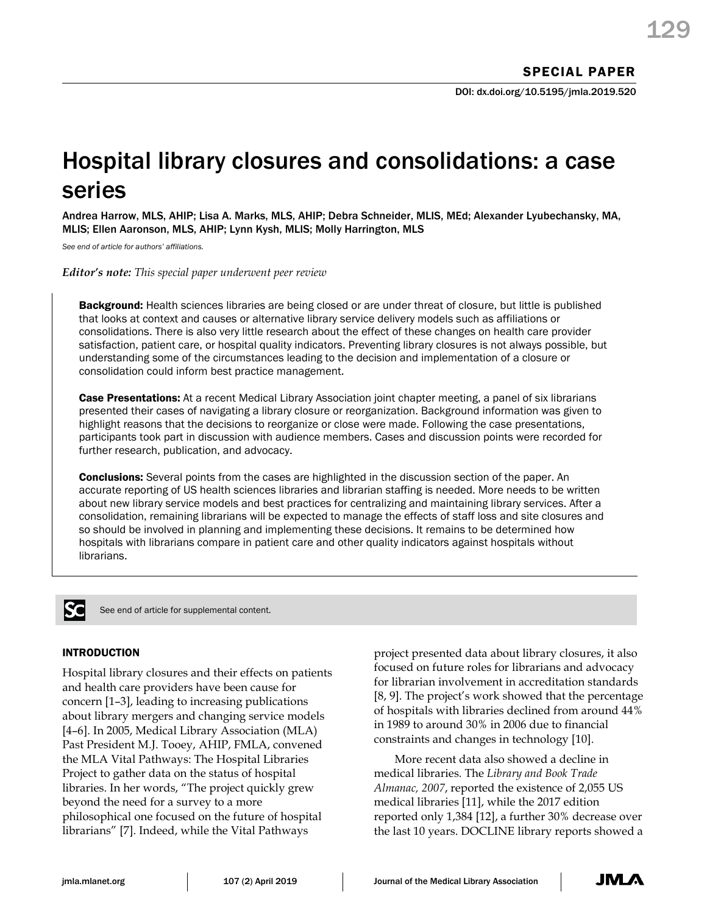SPECIAL PAPER

DOI: dx.doi.org/10.5195/jmla.2019.520

# Hospital library closures and consolidations: a case series

Andrea Harrow, MLS, AHIP; Lisa A. Marks, MLS, AHIP; Debra Schneider, MLIS, MEd; Alexander Lyubechansky, MA, MLIS; Ellen Aaronson, MLS, AHIP; Lynn Kysh, MLIS; Molly Harrington, MLS

*See end of article for authors' affiliations.*

***Editor's note:** This special paper underwent peer review*

**Background:** Health sciences libraries are being closed or are under threat of closure, but little is published that looks at context and causes or alternative library service delivery models such as affiliations or consolidations. There is also very little research about the effect of these changes on health care provider satisfaction, patient care, or hospital quality indicators. Preventing library closures is not always possible, but understanding some of the circumstances leading to the decision and implementation of a closure or consolidation could inform best practice management.

**Case Presentations:** At a recent Medical Library Association joint chapter meeting, a panel of six librarians presented their cases of navigating a library closure or reorganization. Background information was given to highlight reasons that the decisions to reorganize or close were made. Following the case presentations, participants took part in discussion with audience members. Cases and discussion points were recorded for further research, publication, and advocacy.

**Conclusions:** Several points from the cases are highlighted in the discussion section of the paper. An accurate reporting of US health sciences libraries and librarian staffing is needed. More needs to be written about new library service models and best practices for centralizing and maintaining library services. After a consolidation, remaining librarians will be expected to manage the effects of staff loss and site closures and so should be involved in planning and implementing these decisions. It remains to be determined how hospitals with librarians compare in patient care and other quality indicators against hospitals without librarians.

See end of article for supplemental content.

## INTRODUCTION

Hospital library closures and their effects on patients and health care providers have been cause for concern [1–3], leading to increasing publications about library mergers and changing service models [4–6]. In 2005, Medical Library Association (MLA) Past President M.J. Tooey, AHIP, FMLA, convened the MLA Vital Pathways: The Hospital Libraries Project to gather data on the status of hospital libraries. In her words, "The project quickly grew beyond the need for a survey to a more philosophical one focused on the future of hospital librarians" [7]. Indeed, while the Vital Pathways project presented data about library closures, it also focused on future roles for librarians and advocacy for librarian involvement in accreditation standards [8, 9]. The project's work showed that the percentage of hospitals with libraries declined from around 44% in 1989 to around 30% in 2006 due to financial constraints and changes in technology [10].

More recent data also showed a decline in medical libraries. The *Library and Book Trade Almanac, 2007*, reported the existence of 2,055 US medical libraries [11], while the 2017 edition reported only 1,384 [12], a further 30% decrease over the last 10 years. DOCLINE library reports showed a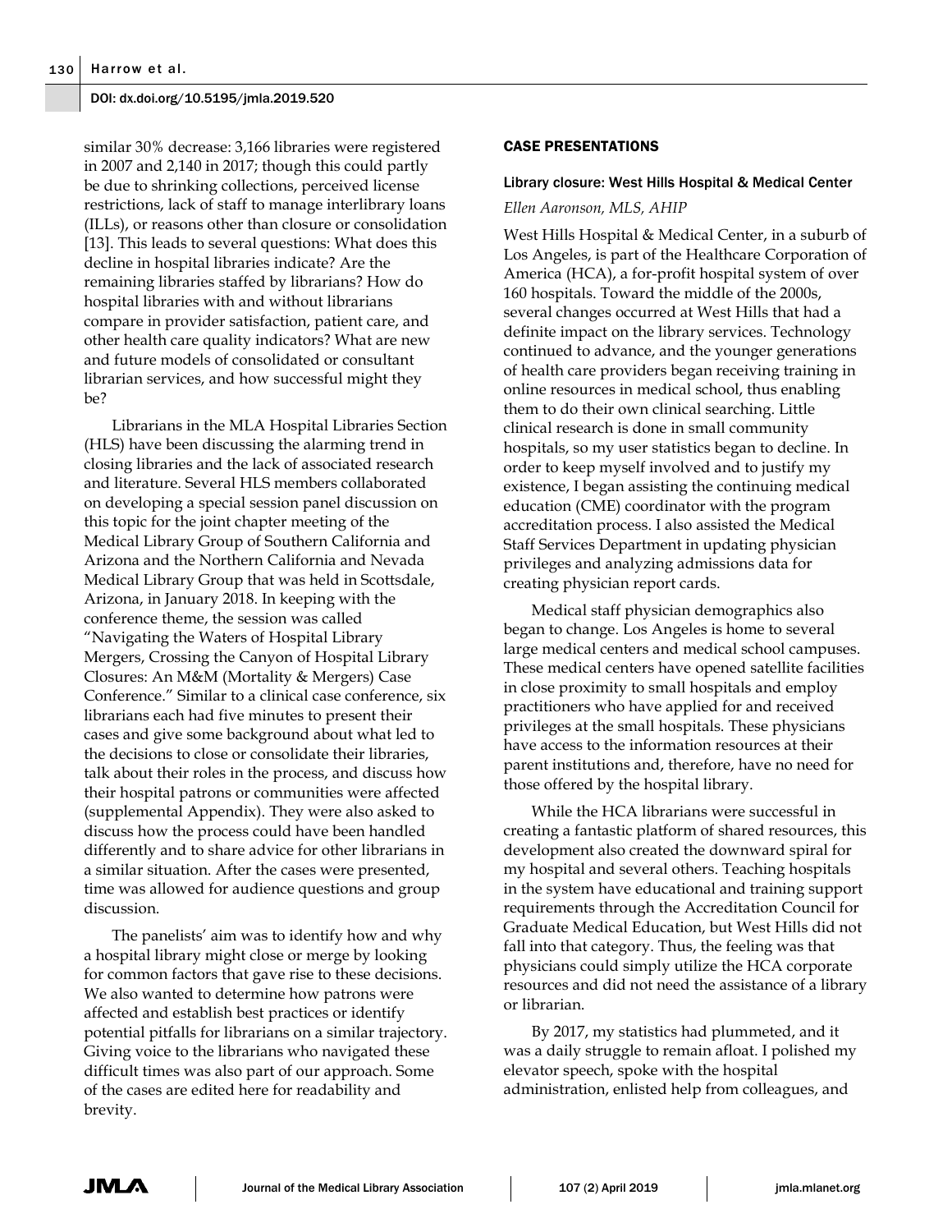similar 30% decrease: 3,166 libraries were registered in 2007 and 2,140 in 2017; though this could partly be due to shrinking collections, perceived license restrictions, lack of staff to manage interlibrary loans (ILLs), or reasons other than closure or consolidation [13]. This leads to several questions: What does this decline in hospital libraries indicate? Are the remaining libraries staffed by librarians? How do hospital libraries with and without librarians compare in provider satisfaction, patient care, and other health care quality indicators? What are new and future models of consolidated or consultant librarian services, and how successful might they be?

Librarians in the MLA Hospital Libraries Section (HLS) have been discussing the alarming trend in closing libraries and the lack of associated research and literature. Several HLS members collaborated on developing a special session panel discussion on this topic for the joint chapter meeting of the Medical Library Group of Southern California and Arizona and the Northern California and Nevada Medical Library Group that was held in Scottsdale, Arizona, in January 2018. In keeping with the conference theme, the session was called "Navigating the Waters of Hospital Library Mergers, Crossing the Canyon of Hospital Library Closures: An M&M (Mortality & Mergers) Case Conference." Similar to a clinical case conference, six librarians each had five minutes to present their cases and give some background about what led to the decisions to close or consolidate their libraries, talk about their roles in the process, and discuss how their hospital patrons or communities were affected (supplemental Appendix). They were also asked to discuss how the process could have been handled differently and to share advice for other librarians in a similar situation. After the cases were presented, time was allowed for audience questions and group discussion.

The panelists' aim was to identify how and why a hospital library might close or merge by looking for common factors that gave rise to these decisions. We also wanted to determine how patrons were affected and establish best practices or identify potential pitfalls for librarians on a similar trajectory. Giving voice to the librarians who navigated these difficult times was also part of our approach. Some of the cases are edited here for readability and brevity.

## CASE PRESENTATIONS

### Library closure: West Hills Hospital & Medical Center

*Ellen Aaronson, MLS, AHIP*

West Hills Hospital & Medical Center, in a suburb of Los Angeles, is part of the Healthcare Corporation of America (HCA), a for-profit hospital system of over 160 hospitals. Toward the middle of the 2000s, several changes occurred at West Hills that had a definite impact on the library services. Technology continued to advance, and the younger generations of health care providers began receiving training in online resources in medical school, thus enabling them to do their own clinical searching. Little clinical research is done in small community hospitals, so my user statistics began to decline. In order to keep myself involved and to justify my existence, I began assisting the continuing medical education (CME) coordinator with the program accreditation process. I also assisted the Medical Staff Services Department in updating physician privileges and analyzing admissions data for creating physician report cards.

Medical staff physician demographics also began to change. Los Angeles is home to several large medical centers and medical school campuses. These medical centers have opened satellite facilities in close proximity to small hospitals and employ practitioners who have applied for and received privileges at the small hospitals. These physicians have access to the information resources at their parent institutions and, therefore, have no need for those offered by the hospital library.

While the HCA librarians were successful in creating a fantastic platform of shared resources, this development also created the downward spiral for my hospital and several others. Teaching hospitals in the system have educational and training support requirements through the Accreditation Council for Graduate Medical Education, but West Hills did not fall into that category. Thus, the feeling was that physicians could simply utilize the HCA corporate resources and did not need the assistance of a library or librarian.

By 2017, my statistics had plummeted, and it was a daily struggle to remain afloat. I polished my elevator speech, spoke with the hospital administration, enlisted help from colleagues, and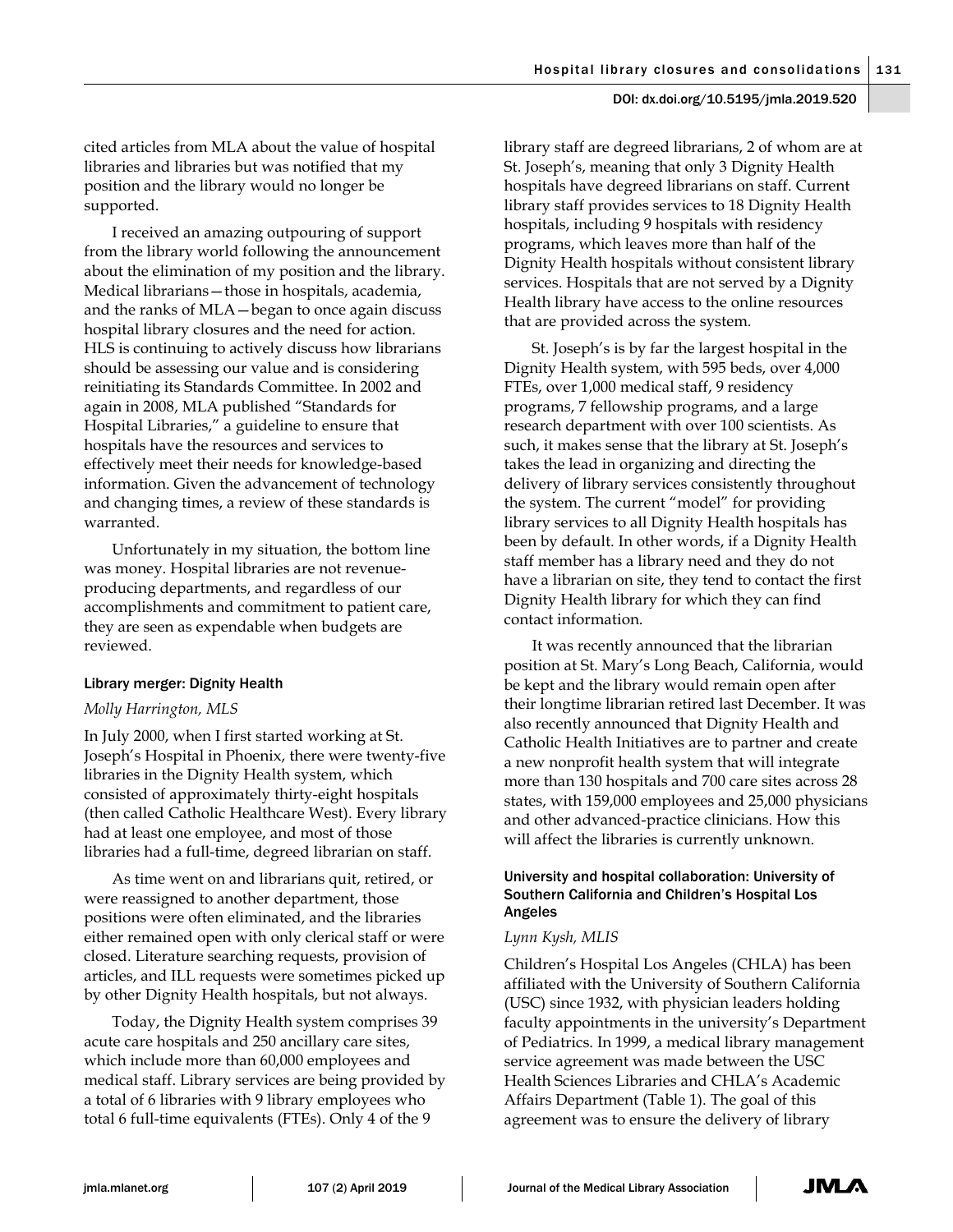cited articles from MLA about the value of hospital libraries and libraries but was notified that my position and the library would no longer be supported.

I received an amazing outpouring of support from the library world following the announcement about the elimination of my position and the library. Medical librarians—those in hospitals, academia, and the ranks of MLA—began to once again discuss hospital library closures and the need for action. HLS is continuing to actively discuss how librarians should be assessing our value and is considering reinitiating its Standards Committee. In 2002 and again in 2008, MLA published "Standards for Hospital Libraries," a guideline to ensure that hospitals have the resources and services to effectively meet their needs for knowledge-based information. Given the advancement of technology and changing times, a review of these standards is warranted.

Unfortunately in my situation, the bottom line was money. Hospital libraries are not revenue-producing departments, and regardless of our accomplishments and commitment to patient care, they are seen as expendable when budgets are reviewed.

### Library merger: Dignity Health

*Molly Harrington, MLS*

In July 2000, when I first started working at St. Joseph's Hospital in Phoenix, there were twenty-five libraries in the Dignity Health system, which consisted of approximately thirty-eight hospitals (then called Catholic Healthcare West). Every library had at least one employee, and most of those libraries had a full-time, degreed librarian on staff.

As time went on and librarians quit, retired, or were reassigned to another department, those positions were often eliminated, and the libraries either remained open with only clerical staff or were closed. Literature searching requests, provision of articles, and ILL requests were sometimes picked up by other Dignity Health hospitals, but not always.

Today, the Dignity Health system comprises 39 acute care hospitals and 250 ancillary care sites, which include more than 60,000 employees and medical staff. Library services are being provided by a total of 6 libraries with 9 library employees who total 6 full-time equivalents (FTEs). Only 4 of the 9 library staff are degreed librarians, 2 of whom are at St. Joseph's, meaning that only 3 Dignity Health hospitals have degreed librarians on staff. Current library staff provides services to 18 Dignity Health hospitals, including 9 hospitals with residency programs, which leaves more than half of the Dignity Health hospitals without consistent library services. Hospitals that are not served by a Dignity Health library have access to the online resources that are provided across the system.

St. Joseph's is by far the largest hospital in the Dignity Health system, with 595 beds, over 4,000 FTEs, over 1,000 medical staff, 9 residency programs, 7 fellowship programs, and a large research department with over 100 scientists. As such, it makes sense that the library at St. Joseph's takes the lead in organizing and directing the delivery of library services consistently throughout the system. The current "model" for providing library services to all Dignity Health hospitals has been by default. In other words, if a Dignity Health staff member has a library need and they do not have a librarian on site, they tend to contact the first Dignity Health library for which they can find contact information.

It was recently announced that the librarian position at St. Mary's Long Beach, California, would be kept and the library would remain open after their longtime librarian retired last December. It was also recently announced that Dignity Health and Catholic Health Initiatives are to partner and create a new nonprofit health system that will integrate more than 130 hospitals and 700 care sites across 28 states, with 159,000 employees and 25,000 physicians and other advanced-practice clinicians. How this will affect the libraries is currently unknown.

### University and hospital collaboration: University of Southern California and Children's Hospital Los Angeles

*Lynn Kysh, MLIS*

Children's Hospital Los Angeles (CHLA) has been affiliated with the University of Southern California (USC) since 1932, with physician leaders holding faculty appointments in the university's Department of Pediatrics. In 1999, a medical library management service agreement was made between the USC Health Sciences Libraries and CHLA's Academic Affairs Department (Table 1). The goal of this agreement was to ensure the delivery of library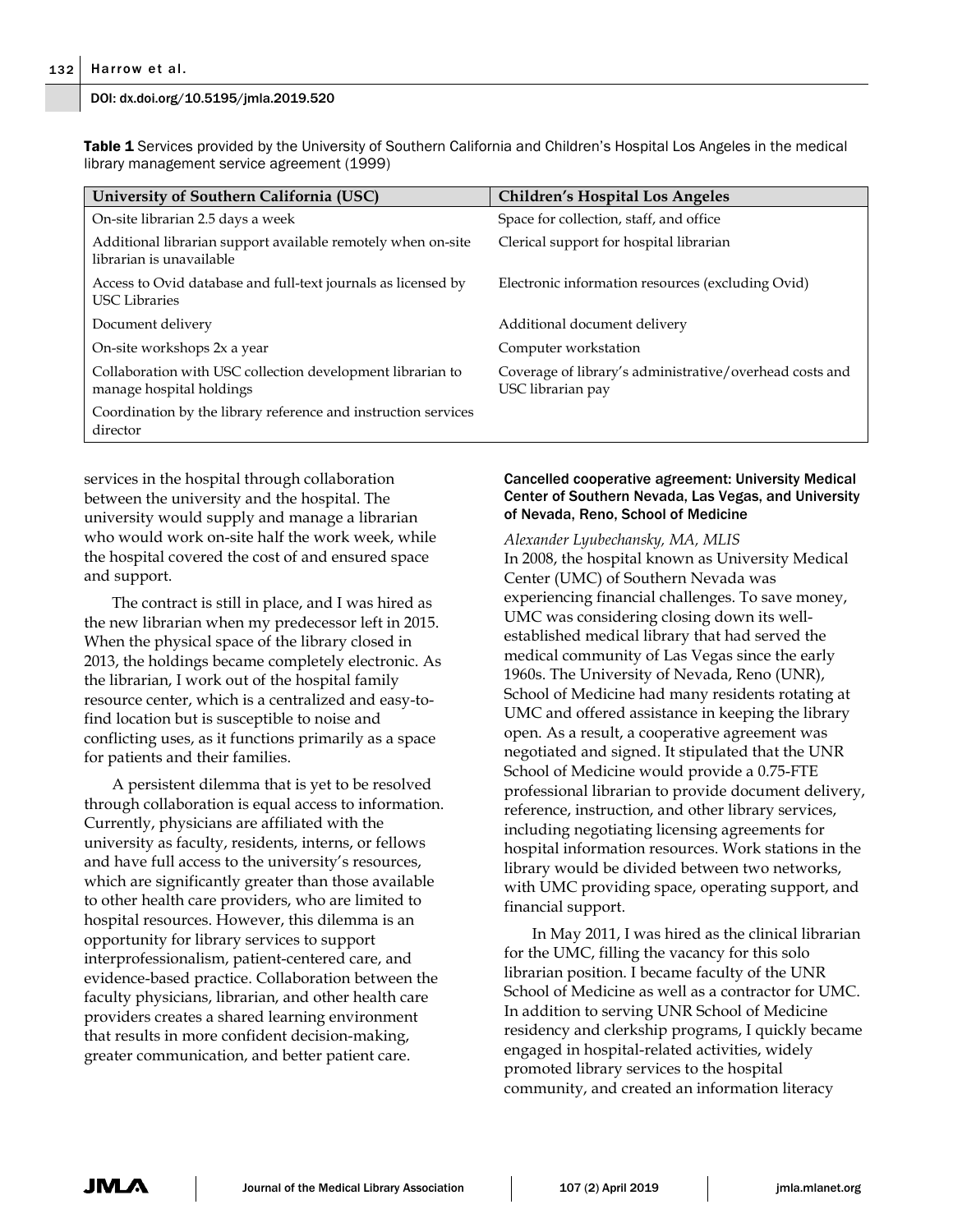**Table 1** Services provided by the University of Southern California and Children's Hospital Los Angeles in the medical library management service agreement (1999)

| University of Southern California (USC) | Children's Hospital Los Angeles |
| --- | --- |
| On-site librarian 2.5 days a week | Space for collection, staff, and office |
| Additional librarian support available remotely when on-site librarian is unavailable | Clerical support for hospital librarian |
| Access to Ovid database and full-text journals as licensed by USC Libraries | Electronic information resources (excluding Ovid) |
| Document delivery | Additional document delivery |
| On-site workshops 2x a year | Computer workstation |
| Collaboration with USC collection development librarian to manage hospital holdings | Coverage of library's administrative/overhead costs and USC librarian pay |
| Coordination by the library reference and instruction services director | |

services in the hospital through collaboration between the university and the hospital. The university would supply and manage a librarian who would work on-site half the work week, while the hospital covered the cost of and ensured space and support.

The contract is still in place, and I was hired as the new librarian when my predecessor left in 2015. When the physical space of the library closed in 2013, the holdings became completely electronic. As the librarian, I work out of the hospital family resource center, which is a centralized and easy-to-find location but is susceptible to noise and conflicting uses, as it functions primarily as a space for patients and their families.

A persistent dilemma that is yet to be resolved through collaboration is equal access to information. Currently, physicians are affiliated with the university as faculty, residents, interns, or fellows and have full access to the university's resources, which are significantly greater than those available to other health care providers, who are limited to hospital resources. However, this dilemma is an opportunity for library services to support interprofessionalism, patient-centered care, and evidence-based practice. Collaboration between the faculty physicians, librarian, and other health care providers creates a shared learning environment that results in more confident decision-making, greater communication, and better patient care.

### Cancelled cooperative agreement: University Medical Center of Southern Nevada, Las Vegas, and University of Nevada, Reno, School of Medicine

*Alexander Lyubechansky, MA, MLIS*

In 2008, the hospital known as University Medical Center (UMC) of Southern Nevada was experiencing financial challenges. To save money, UMC was considering closing down its well-established medical library that had served the medical community of Las Vegas since the early 1960s. The University of Nevada, Reno (UNR), School of Medicine had many residents rotating at UMC and offered assistance in keeping the library open. As a result, a cooperative agreement was negotiated and signed. It stipulated that the UNR School of Medicine would provide a 0.75-FTE professional librarian to provide document delivery, reference, instruction, and other library services, including negotiating licensing agreements for hospital information resources. Work stations in the library would be divided between two networks, with UMC providing space, operating support, and financial support.

In May 2011, I was hired as the clinical librarian for the UMC, filling the vacancy for this solo librarian position. I became faculty of the UNR School of Medicine as well as a contractor for UMC. In addition to serving UNR School of Medicine residency and clerkship programs, I quickly became engaged in hospital-related activities, widely promoted library services to the hospital community, and created an information literacy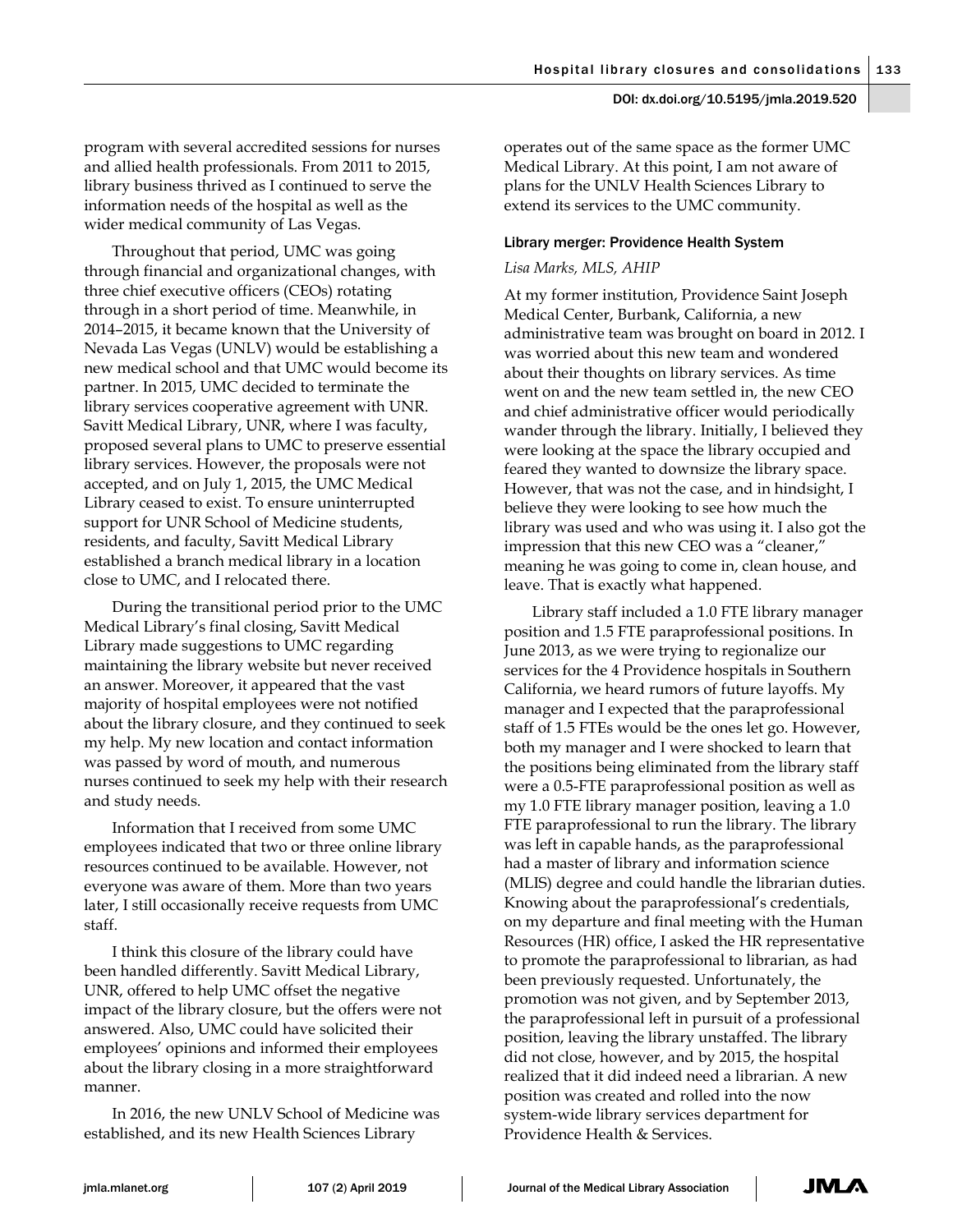program with several accredited sessions for nurses and allied health professionals. From 2011 to 2015, library business thrived as I continued to serve the information needs of the hospital as well as the wider medical community of Las Vegas.

Throughout that period, UMC was going through financial and organizational changes, with three chief executive officers (CEOs) rotating through in a short period of time. Meanwhile, in 2014–2015, it became known that the University of Nevada Las Vegas (UNLV) would be establishing a new medical school and that UMC would become its partner. In 2015, UMC decided to terminate the library services cooperative agreement with UNR. Savitt Medical Library, UNR, where I was faculty, proposed several plans to UMC to preserve essential library services. However, the proposals were not accepted, and on July 1, 2015, the UMC Medical Library ceased to exist. To ensure uninterrupted support for UNR School of Medicine students, residents, and faculty, Savitt Medical Library established a branch medical library in a location close to UMC, and I relocated there.

During the transitional period prior to the UMC Medical Library's final closing, Savitt Medical Library made suggestions to UMC regarding maintaining the library website but never received an answer. Moreover, it appeared that the vast majority of hospital employees were not notified about the library closure, and they continued to seek my help. My new location and contact information was passed by word of mouth, and numerous nurses continued to seek my help with their research and study needs.

Information that I received from some UMC employees indicated that two or three online library resources continued to be available. However, not everyone was aware of them. More than two years later, I still occasionally receive requests from UMC staff.

I think this closure of the library could have been handled differently. Savitt Medical Library, UNR, offered to help UMC offset the negative impact of the library closure, but the offers were not answered. Also, UMC could have solicited their employees' opinions and informed their employees about the library closing in a more straightforward manner.

In 2016, the new UNLV School of Medicine was established, and its new Health Sciences Library operates out of the same space as the former UMC Medical Library. At this point, I am not aware of plans for the UNLV Health Sciences Library to extend its services to the UMC community.

### Library merger: Providence Health System

*Lisa Marks, MLS, AHIP*

At my former institution, Providence Saint Joseph Medical Center, Burbank, California, a new administrative team was brought on board in 2012. I was worried about this new team and wondered about their thoughts on library services. As time went on and the new team settled in, the new CEO and chief administrative officer would periodically wander through the library. Initially, I believed they were looking at the space the library occupied and feared they wanted to downsize the library space. However, that was not the case, and in hindsight, I believe they were looking to see how much the library was used and who was using it. I also got the impression that this new CEO was a "cleaner," meaning he was going to come in, clean house, and leave. That is exactly what happened.

Library staff included a 1.0 FTE library manager position and 1.5 FTE paraprofessional positions. In June 2013, as we were trying to regionalize our services for the 4 Providence hospitals in Southern California, we heard rumors of future layoffs. My manager and I expected that the paraprofessional staff of 1.5 FTEs would be the ones let go. However, both my manager and I were shocked to learn that the positions being eliminated from the library staff were a 0.5-FTE paraprofessional position as well as my 1.0 FTE library manager position, leaving a 1.0 FTE paraprofessional to run the library. The library was left in capable hands, as the paraprofessional had a master of library and information science (MLIS) degree and could handle the librarian duties. Knowing about the paraprofessional's credentials, on my departure and final meeting with the Human Resources (HR) office, I asked the HR representative to promote the paraprofessional to librarian, as had been previously requested. Unfortunately, the promotion was not given, and by September 2013, the paraprofessional left in pursuit of a professional position, leaving the library unstaffed. The library did not close, however, and by 2015, the hospital realized that it did indeed need a librarian. A new position was created and rolled into the now system-wide library services department for Providence Health & Services.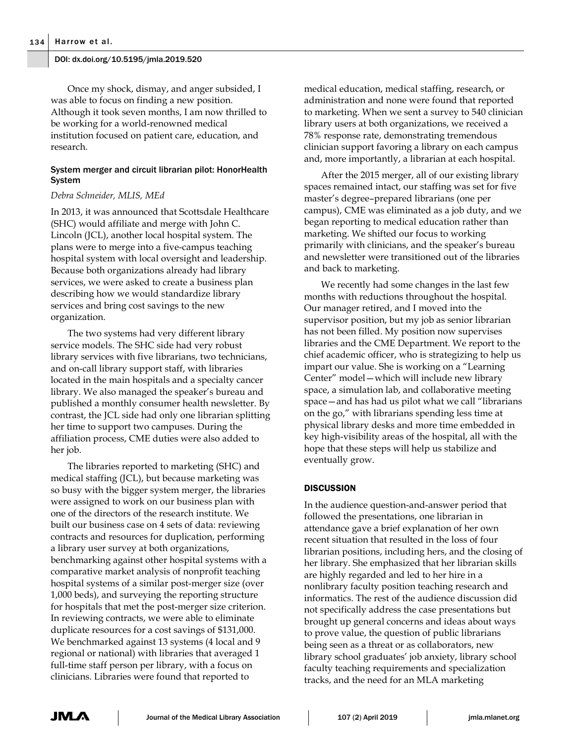Once my shock, dismay, and anger subsided, I was able to focus on finding a new position. Although it took seven months, I am now thrilled to be working for a world-renowned medical institution focused on patient care, education, and research.

### System merger and circuit librarian pilot: HonorHealth System

*Debra Schneider, MLIS, MEd*

In 2013, it was announced that Scottsdale Healthcare (SHC) would affiliate and merge with John C. Lincoln (JCL), another local hospital system. The plans were to merge into a five-campus teaching hospital system with local oversight and leadership. Because both organizations already had library services, we were asked to create a business plan describing how we would standardize library services and bring cost savings to the new organization.

The two systems had very different library service models. The SHC side had very robust library services with five librarians, two technicians, and on-call library support staff, with libraries located in the main hospitals and a specialty cancer library. We also managed the speaker's bureau and published a monthly consumer health newsletter. By contrast, the JCL side had only one librarian splitting her time to support two campuses. During the affiliation process, CME duties were also added to her job.

The libraries reported to marketing (SHC) and medical staffing (JCL), but because marketing was so busy with the bigger system merger, the libraries were assigned to work on our business plan with one of the directors of the research institute. We built our business case on 4 sets of data: reviewing contracts and resources for duplication, performing a library user survey at both organizations, benchmarking against other hospital systems with a comparative market analysis of nonprofit teaching hospital systems of a similar post-merger size (over 1,000 beds), and surveying the reporting structure for hospitals that met the post-merger size criterion. In reviewing contracts, we were able to eliminate duplicate resources for a cost savings of $131,000. We benchmarked against 13 systems (4 local and 9 regional or national) with libraries that averaged 1 full-time staff person per library, with a focus on clinicians. Libraries were found that reported to medical education, medical staffing, research, or administration and none were found that reported to marketing. When we sent a survey to 540 clinician library users at both organizations, we received a 78% response rate, demonstrating tremendous clinician support favoring a library on each campus and, more importantly, a librarian at each hospital.

After the 2015 merger, all of our existing library spaces remained intact, our staffing was set for five master's degree–prepared librarians (one per campus), CME was eliminated as a job duty, and we began reporting to medical education rather than marketing. We shifted our focus to working primarily with clinicians, and the speaker's bureau and newsletter were transitioned out of the libraries and back to marketing.

We recently had some changes in the last few months with reductions throughout the hospital. Our manager retired, and I moved into the supervisor position, but my job as senior librarian has not been filled. My position now supervises libraries and the CME Department. We report to the chief academic officer, who is strategizing to help us impart our value. She is working on a "Learning Center" model—which will include new library space, a simulation lab, and collaborative meeting space—and has had us pilot what we call "librarians on the go," with librarians spending less time at physical library desks and more time embedded in key high-visibility areas of the hospital, all with the hope that these steps will help us stabilize and eventually grow.

## DISCUSSION

In the audience question-and-answer period that followed the presentations, one librarian in attendance gave a brief explanation of her own recent situation that resulted in the loss of four librarian positions, including hers, and the closing of her library. She emphasized that her librarian skills are highly regarded and led to her hire in a nonlibrary faculty position teaching research and informatics. The rest of the audience discussion did not specifically address the case presentations but brought up general concerns and ideas about ways to prove value, the question of public librarians being seen as a threat or as collaborators, new library school graduates' job anxiety, library school faculty teaching requirements and specialization tracks, and the need for an MLA marketing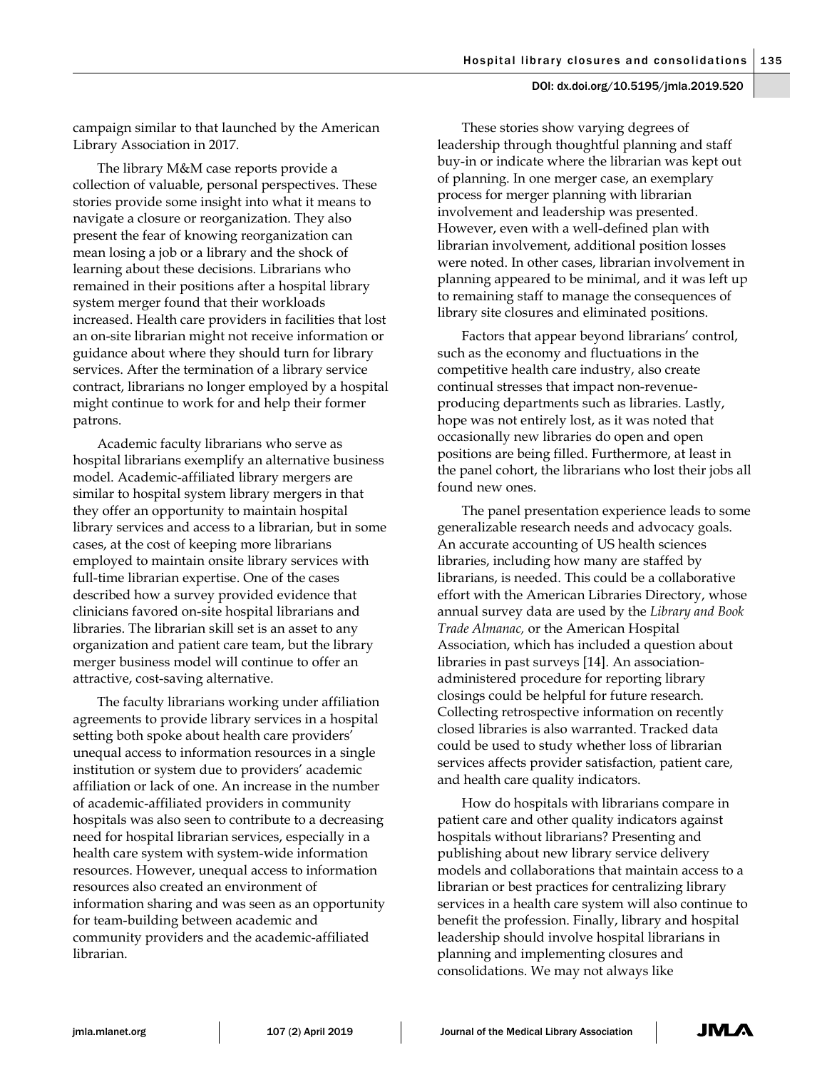campaign similar to that launched by the American Library Association in 2017.

The library M&M case reports provide a collection of valuable, personal perspectives. These stories provide some insight into what it means to navigate a closure or reorganization. They also present the fear of knowing reorganization can mean losing a job or a library and the shock of learning about these decisions. Librarians who remained in their positions after a hospital library system merger found that their workloads increased. Health care providers in facilities that lost an on-site librarian might not receive information or guidance about where they should turn for library services. After the termination of a library service contract, librarians no longer employed by a hospital might continue to work for and help their former patrons.

Academic faculty librarians who serve as hospital librarians exemplify an alternative business model. Academic-affiliated library mergers are similar to hospital system library mergers in that they offer an opportunity to maintain hospital library services and access to a librarian, but in some cases, at the cost of keeping more librarians employed to maintain onsite library services with full-time librarian expertise. One of the cases described how a survey provided evidence that clinicians favored on-site hospital librarians and libraries. The librarian skill set is an asset to any organization and patient care team, but the library merger business model will continue to offer an attractive, cost-saving alternative.

The faculty librarians working under affiliation agreements to provide library services in a hospital setting both spoke about health care providers' unequal access to information resources in a single institution or system due to providers' academic affiliation or lack of one. An increase in the number of academic-affiliated providers in community hospitals was also seen to contribute to a decreasing need for hospital librarian services, especially in a health care system with system-wide information resources. However, unequal access to information resources also created an environment of information sharing and was seen as an opportunity for team-building between academic and community providers and the academic-affiliated librarian.

These stories show varying degrees of leadership through thoughtful planning and staff buy-in or indicate where the librarian was kept out of planning. In one merger case, an exemplary process for merger planning with librarian involvement and leadership was presented. However, even with a well-defined plan with librarian involvement, additional position losses were noted. In other cases, librarian involvement in planning appeared to be minimal, and it was left up to remaining staff to manage the consequences of library site closures and eliminated positions.

Factors that appear beyond librarians' control, such as the economy and fluctuations in the competitive health care industry, also create continual stresses that impact non-revenue-producing departments such as libraries. Lastly, hope was not entirely lost, as it was noted that occasionally new libraries do open and open positions are being filled. Furthermore, at least in the panel cohort, the librarians who lost their jobs all found new ones.

The panel presentation experience leads to some generalizable research needs and advocacy goals. An accurate accounting of US health sciences libraries, including how many are staffed by librarians, is needed. This could be a collaborative effort with the American Libraries Directory, whose annual survey data are used by the *Library and Book Trade Almanac,* or the American Hospital Association, which has included a question about libraries in past surveys [14]. An association-administered procedure for reporting library closings could be helpful for future research. Collecting retrospective information on recently closed libraries is also warranted. Tracked data could be used to study whether loss of librarian services affects provider satisfaction, patient care, and health care quality indicators.

How do hospitals with librarians compare in patient care and other quality indicators against hospitals without librarians? Presenting and publishing about new library service delivery models and collaborations that maintain access to a librarian or best practices for centralizing library services in a health care system will also continue to benefit the profession. Finally, library and hospital leadership should involve hospital librarians in planning and implementing closures and consolidations. We may not always like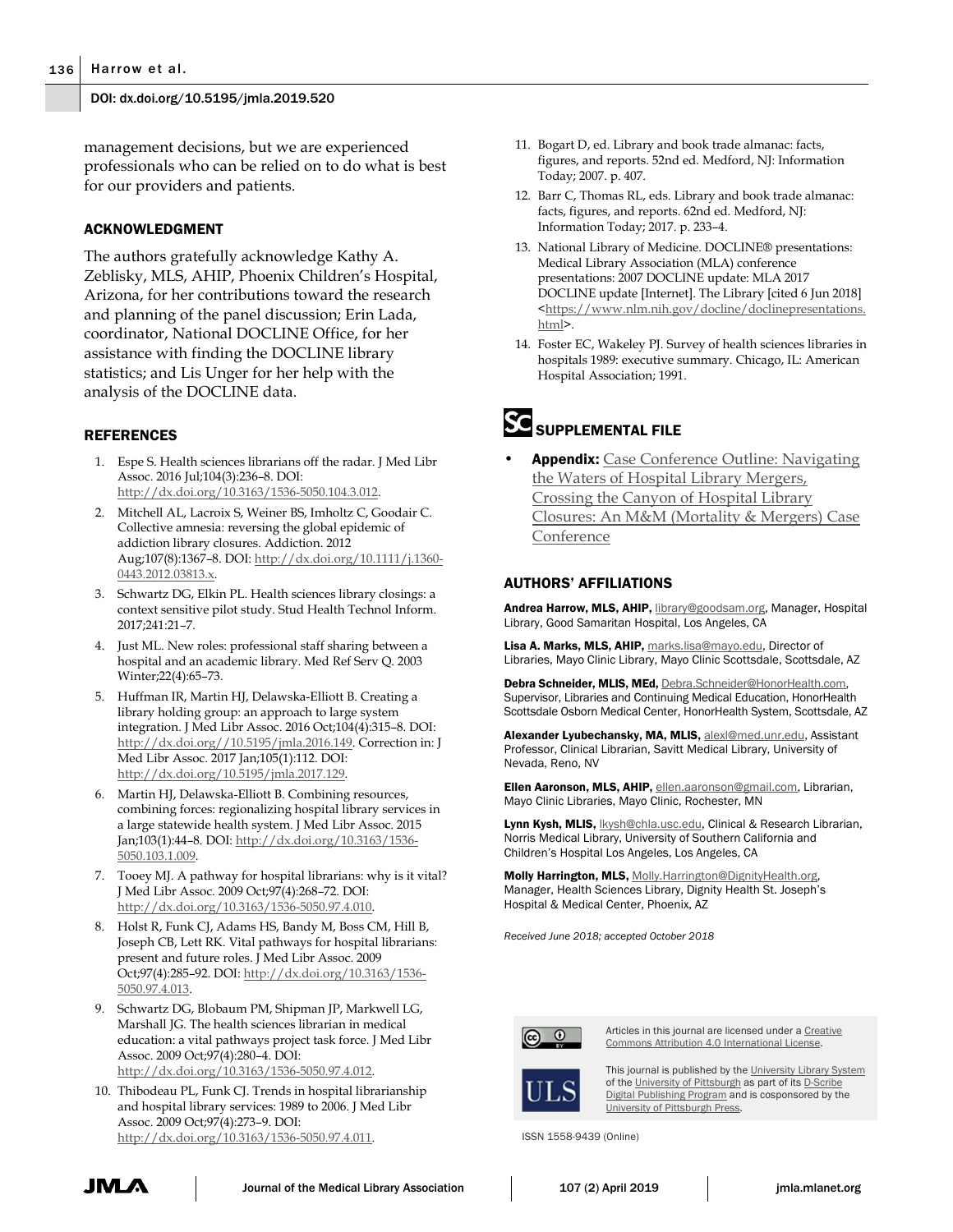management decisions, but we are experienced professionals who can be relied on to do what is best for our providers and patients.

## ACKNOWLEDGMENT

The authors gratefully acknowledge Kathy A. Zeblisky, MLS, AHIP, Phoenix Children's Hospital, Arizona, for her contributions toward the research and planning of the panel discussion; Erin Lada, coordinator, National DOCLINE Office, for her assistance with finding the DOCLINE library statistics; and Lis Unger for her help with the analysis of the DOCLINE data.

## REFERENCES

1. Espe S. Health sciences librarians off the radar. J Med Libr Assoc. 2016 Jul;104(3):236–8. DOI: http://dx.doi.org/10.3163/1536-5050.104.3.012.
2. Mitchell AL, Lacroix S, Weiner BS, Imholtz C, Goodair C. Collective amnesia: reversing the global epidemic of addiction library closures. Addiction. 2012 Aug;107(8):1367–8. DOI: http://dx.doi.org/10.1111/j.1360-0443.2012.03813.x.
3. Schwartz DG, Elkin PL. Health sciences library closings: a context sensitive pilot study. Stud Health Technol Inform. 2017;241:21–7.
4. Just ML. New roles: professional staff sharing between a hospital and an academic library. Med Ref Serv Q. 2003 Winter;22(4):65–73.
5. Huffman IR, Martin HJ, Delawska-Elliott B. Creating a library holding group: an approach to large system integration. J Med Libr Assoc. 2016 Oct;104(4):315–8. DOI: http://dx.doi.org//10.5195/jmla.2016.149. Correction in: J Med Libr Assoc. 2017 Jan;105(1):112. DOI: http://dx.doi.org/10.5195/jmla.2017.129.
6. Martin HJ, Delawska-Elliott B. Combining resources, combining forces: regionalizing hospital library services in a large statewide health system. J Med Libr Assoc. 2015 Jan;103(1):44–8. DOI: http://dx.doi.org/10.3163/1536-5050.103.1.009.
7. Tooey MJ. A pathway for hospital librarians: why is it vital? J Med Libr Assoc. 2009 Oct;97(4):268–72. DOI: http://dx.doi.org/10.3163/1536-5050.97.4.010.
8. Holst R, Funk CJ, Adams HS, Bandy M, Boss CM, Hill B, Joseph CB, Lett RK. Vital pathways for hospital librarians: present and future roles. J Med Libr Assoc. 2009 Oct;97(4):285–92. DOI: http://dx.doi.org/10.3163/1536-5050.97.4.013.
9. Schwartz DG, Blobaum PM, Shipman JP, Markwell LG, Marshall JG. The health sciences librarian in medical education: a vital pathways project task force. J Med Libr Assoc. 2009 Oct;97(4):280–4. DOI: http://dx.doi.org/10.3163/1536-5050.97.4.012.
10. Thibodeau PL, Funk CJ. Trends in hospital librarianship and hospital library services: 1989 to 2006. J Med Libr Assoc. 2009 Oct;97(4):273–9. DOI: http://dx.doi.org/10.3163/1536-5050.97.4.011.
11. Bogart D, ed. Library and book trade almanac: facts, figures, and reports. 52nd ed. Medford, NJ: Information Today; 2007. p. 407.
12. Barr C, Thomas RL, eds. Library and book trade almanac: facts, figures, and reports. 62nd ed. Medford, NJ: Information Today; 2017. p. 233–4.
13. National Library of Medicine. DOCLINE® presentations: Medical Library Association (MLA) conference presentations: 2007 DOCLINE update: MLA 2017 DOCLINE update [Internet]. The Library [cited 6 Jun 2018] <https://www.nlm.nih.gov/docline/doclinepresentations.html>.
14. Foster EC, Wakeley PJ. Survey of health sciences libraries in hospitals 1989: executive summary. Chicago, IL: American Hospital Association; 1991.

## SUPPLEMENTAL FILE

- **Appendix:** Case Conference Outline: Navigating the Waters of Hospital Library Mergers, Crossing the Canyon of Hospital Library Closures: An M&M (Mortality & Mergers) Case Conference

## AUTHORS' AFFILIATIONS

**Andrea Harrow, MLS, AHIP,** library@goodsam.org, Manager, Hospital Library, Good Samaritan Hospital, Los Angeles, CA

**Lisa A. Marks, MLS, AHIP,** marks.lisa@mayo.edu, Director of Libraries, Mayo Clinic Library, Mayo Clinic Scottsdale, Scottsdale, AZ

**Debra Schneider, MLIS, MEd,** Debra.Schneider@HonorHealth.com, Supervisor, Libraries and Continuing Medical Education, HonorHealth Scottsdale Osborn Medical Center, HonorHealth System, Scottsdale, AZ

**Alexander Lyubechansky, MA, MLIS,** alexl@med.unr.edu, Assistant Professor, Clinical Librarian, Savitt Medical Library, University of Nevada, Reno, NV

**Ellen Aaronson, MLS, AHIP,** ellen.aaronson@gmail.com, Librarian, Mayo Clinic Libraries, Mayo Clinic, Rochester, MN

**Lynn Kysh, MLIS,** lkysh@chla.usc.edu, Clinical & Research Librarian, Norris Medical Library, University of Southern California and Children's Hospital Los Angeles, Los Angeles, CA

**Molly Harrington, MLS,** Molly.Harrington@DignityHealth.org, Manager, Health Sciences Library, Dignity Health St. Joseph's Hospital & Medical Center, Phoenix, AZ

*Received June 2018; accepted October 2018*

Articles in this journal are licensed under a Creative Commons Attribution 4.0 International License.

This journal is published by the University Library System of the University of Pittsburgh as part of its D-Scribe Digital Publishing Program and is cosponsored by the University of Pittsburgh Press.

ISSN 1558-9439 (Online)